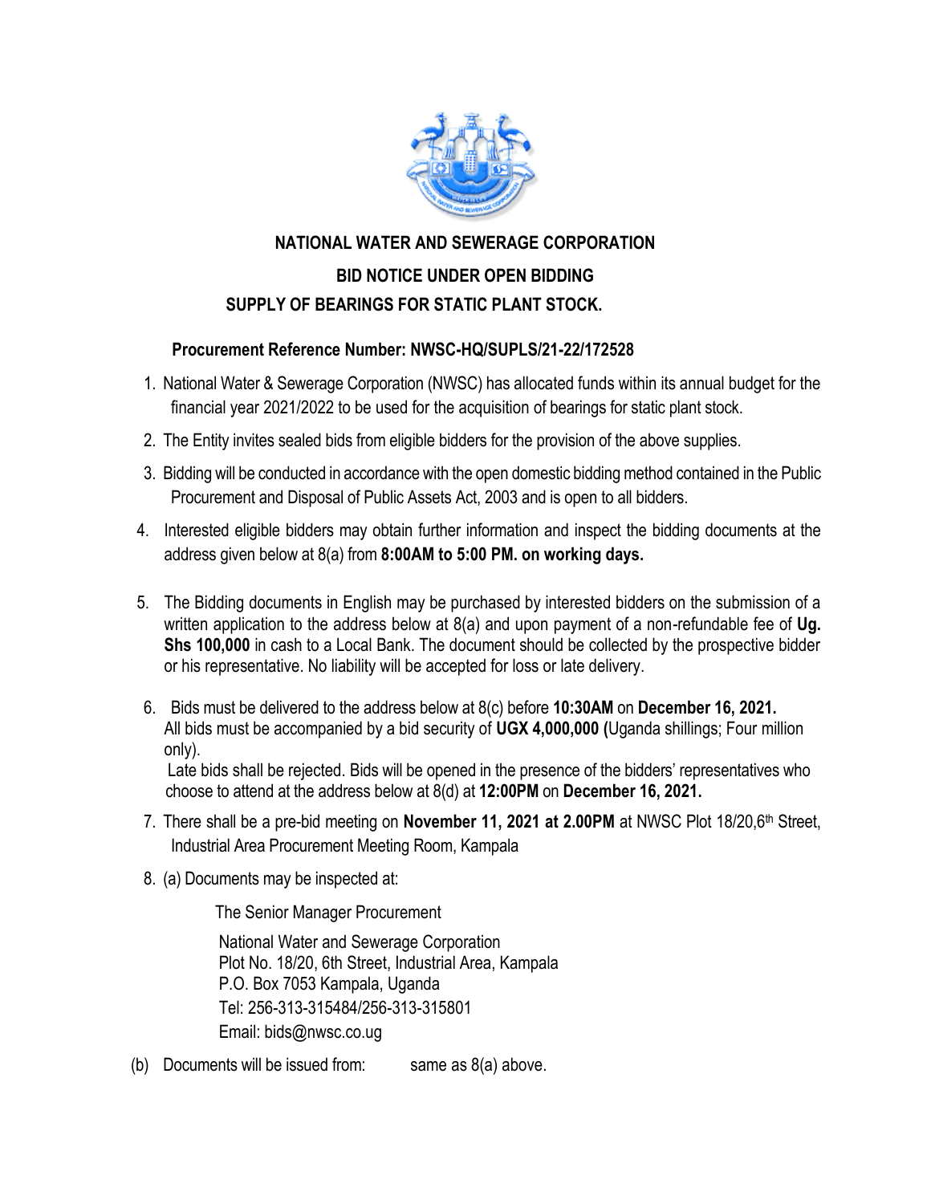# NATIONAL WATER AND SEWERAGE CORPORATION

## BID NOTICE UNDER OPEN BIDDING

## SUPPLY OF BEARINGS FOR STATIC PLANT STOCK.

**Procurement Reference Number: NWSC-HQ/SUPLS/21-22/172528**

1. National Water & Sewerage Corporation (NWSC) has allocated funds within its annual budget for the financial year 2021/2022 to be used for the acquisition of bearings for static plant stock.
2. The Entity invites sealed bids from eligible bidders for the provision of the above supplies.
3. Bidding will be conducted in accordance with the open domestic bidding method contained in the Public Procurement and Disposal of Public Assets Act, 2003 and is open to all bidders.
4. Interested eligible bidders may obtain further information and inspect the bidding documents at the address given below at 8(a) from **8:00AM to 5:00 PM. on working days.**
5. The Bidding documents in English may be purchased by interested bidders on the submission of a written application to the address below at 8(a) and upon payment of a non-refundable fee of **Ug. Shs 100,000** in cash to a Local Bank. The document should be collected by the prospective bidder or his representative. No liability will be accepted for loss or late delivery.
6. Bids must be delivered to the address below at 8(c) before **10:30AM** on **December 16, 2021.** All bids must be accompanied by a bid security of **UGX 4,000,000 (**Uganda shillings; Four million only).
   Late bids shall be rejected. Bids will be opened in the presence of the bidders' representatives who choose to attend at the address below at 8(d) at **12:00PM** on **December 16, 2021.**
7. There shall be a pre-bid meeting on **November 11, 2021 at 2.00PM** at NWSC Plot 18/20,6th Street, Industrial Area Procurement Meeting Room, Kampala
8. (a) Documents may be inspected at:

   The Senior Manager Procurement

   National Water and Sewerage Corporation
   Plot No. 18/20, 6th Street, Industrial Area, Kampala
   P.O. Box 7053 Kampala, Uganda
   Tel: 256-313-315484/256-313-315801
   Email: bids@nwsc.co.ug

(b) Documents will be issued from: same as 8(a) above.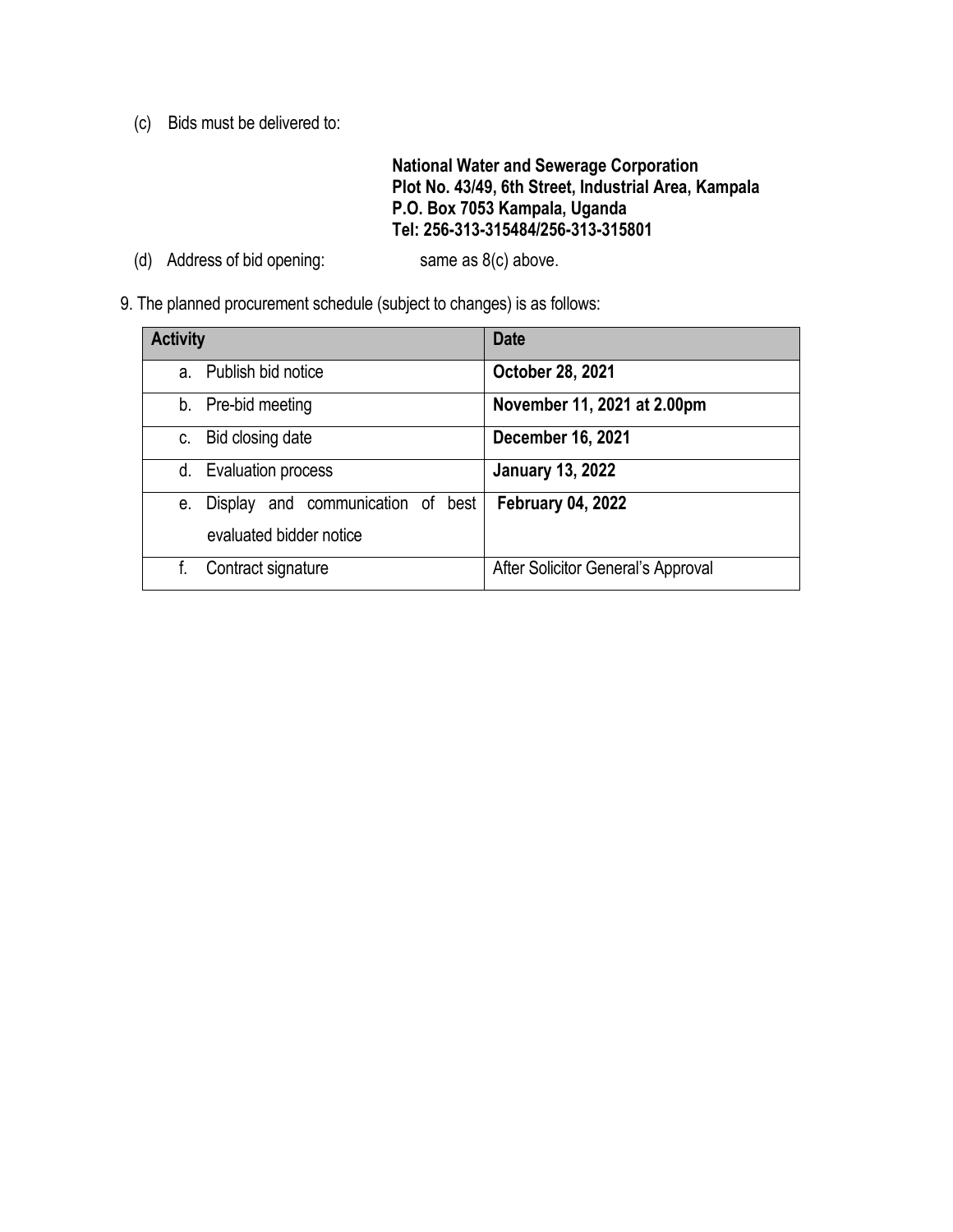(c) Bids must be delivered to:

**National Water and Sewerage Corporation**
**Plot No. 43/49, 6th Street, Industrial Area, Kampala**
**P.O. Box 7053 Kampala, Uganda**
**Tel: 256-313-315484/256-313-315801**

(d) Address of bid opening: same as 8(c) above.

9. The planned procurement schedule (subject to changes) is as follows:

| Activity | Date |
|---|---|
| a. Publish bid notice | **October 28, 2021** |
| b. Pre-bid meeting | **November 11, 2021 at 2.00pm** |
| c. Bid closing date | **December 16, 2021** |
| d. Evaluation process | **January 13, 2022** |
| e. Display and communication of best evaluated bidder notice | **February 04, 2022** |
| f. Contract signature | After Solicitor General's Approval |